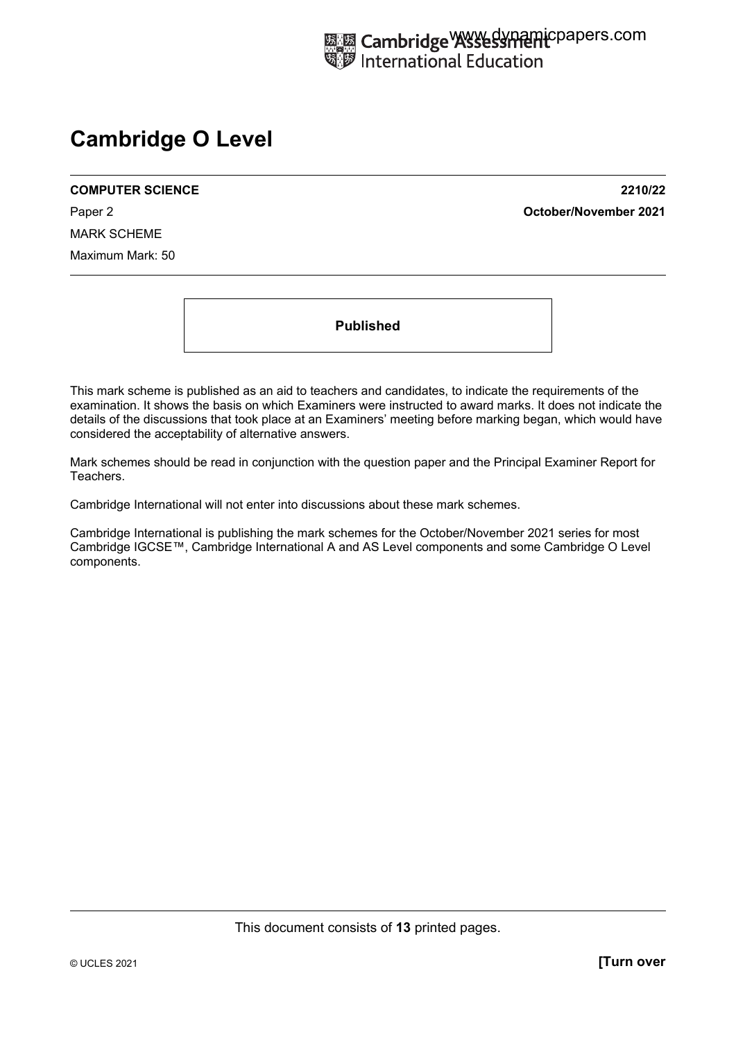Cambridge Assessment International Education

# Cambridge O Level

**COMPUTER SCIENCE** **2210/22**

Paper 2 **October/November 2021**

MARK SCHEME

Maximum Mark: 50

**Published**

This mark scheme is published as an aid to teachers and candidates, to indicate the requirements of the examination. It shows the basis on which Examiners were instructed to award marks. It does not indicate the details of the discussions that took place at an Examiners' meeting before marking began, which would have considered the acceptability of alternative answers.

Mark schemes should be read in conjunction with the question paper and the Principal Examiner Report for Teachers.

Cambridge International will not enter into discussions about these mark schemes.

Cambridge International is publishing the mark schemes for the October/November 2021 series for most Cambridge IGCSE™, Cambridge International A and AS Level components and some Cambridge O Level components.

This document consists of **13** printed pages.

© UCLES 2021 **[Turn over**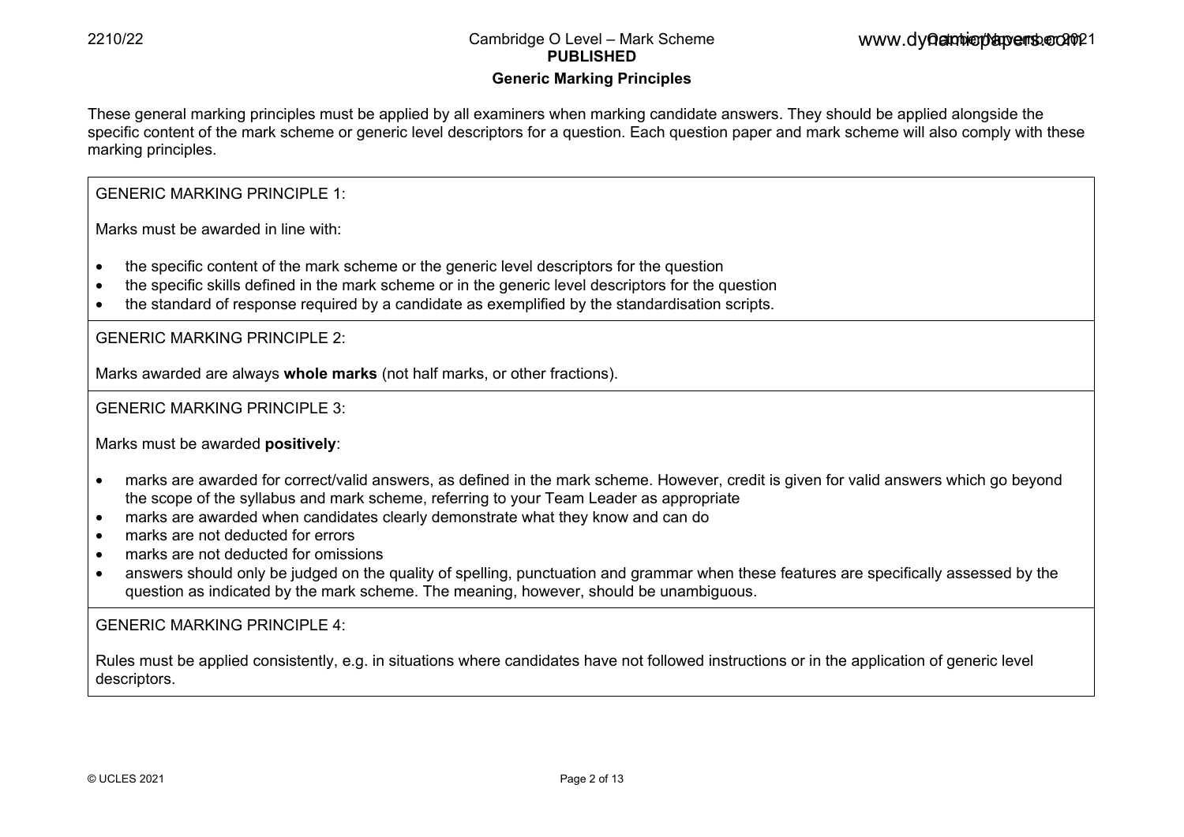## Generic Marking Principles

These general marking principles must be applied by all examiners when marking candidate answers. They should be applied alongside the specific content of the mark scheme or generic level descriptors for a question. Each question paper and mark scheme will also comply with these marking principles.

GENERIC MARKING PRINCIPLE 1:

Marks must be awarded in line with:

- the specific content of the mark scheme or the generic level descriptors for the question
- the specific skills defined in the mark scheme or in the generic level descriptors for the question
- the standard of response required by a candidate as exemplified by the standardisation scripts.

GENERIC MARKING PRINCIPLE 2:

Marks awarded are always **whole marks** (not half marks, or other fractions).

GENERIC MARKING PRINCIPLE 3:

Marks must be awarded **positively**:

- marks are awarded for correct/valid answers, as defined in the mark scheme. However, credit is given for valid answers which go beyond the scope of the syllabus and mark scheme, referring to your Team Leader as appropriate
- marks are awarded when candidates clearly demonstrate what they know and can do
- marks are not deducted for errors
- marks are not deducted for omissions
- answers should only be judged on the quality of spelling, punctuation and grammar when these features are specifically assessed by the question as indicated by the mark scheme. The meaning, however, should be unambiguous.

GENERIC MARKING PRINCIPLE 4:

Rules must be applied consistently, e.g. in situations where candidates have not followed instructions or in the application of generic level descriptors.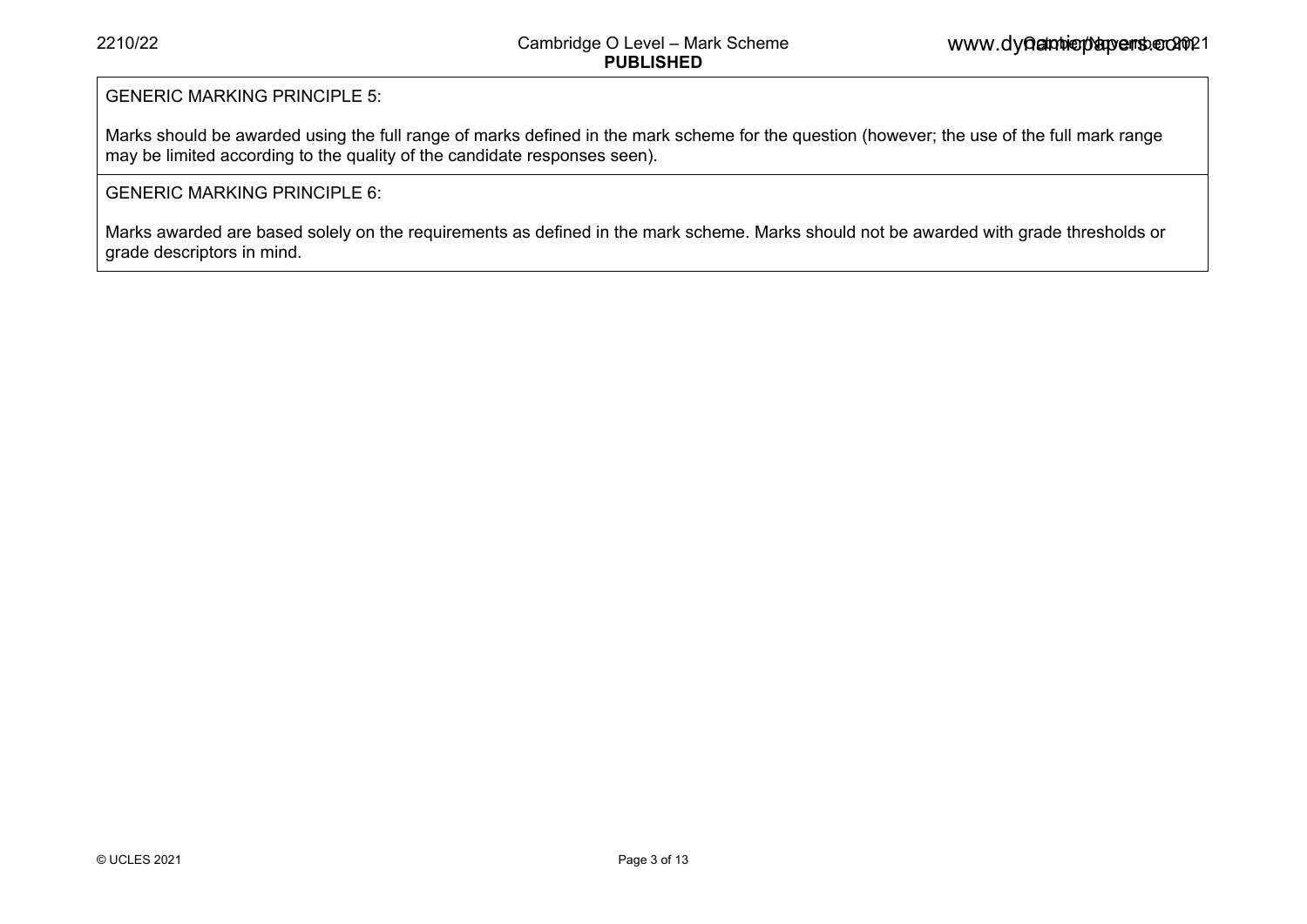GENERIC MARKING PRINCIPLE 5:

Marks should be awarded using the full range of marks defined in the mark scheme for the question (however; the use of the full mark range may be limited according to the quality of the candidate responses seen).

GENERIC MARKING PRINCIPLE 6:

Marks awarded are based solely on the requirements as defined in the mark scheme. Marks should not be awarded with grade thresholds or grade descriptors in mind.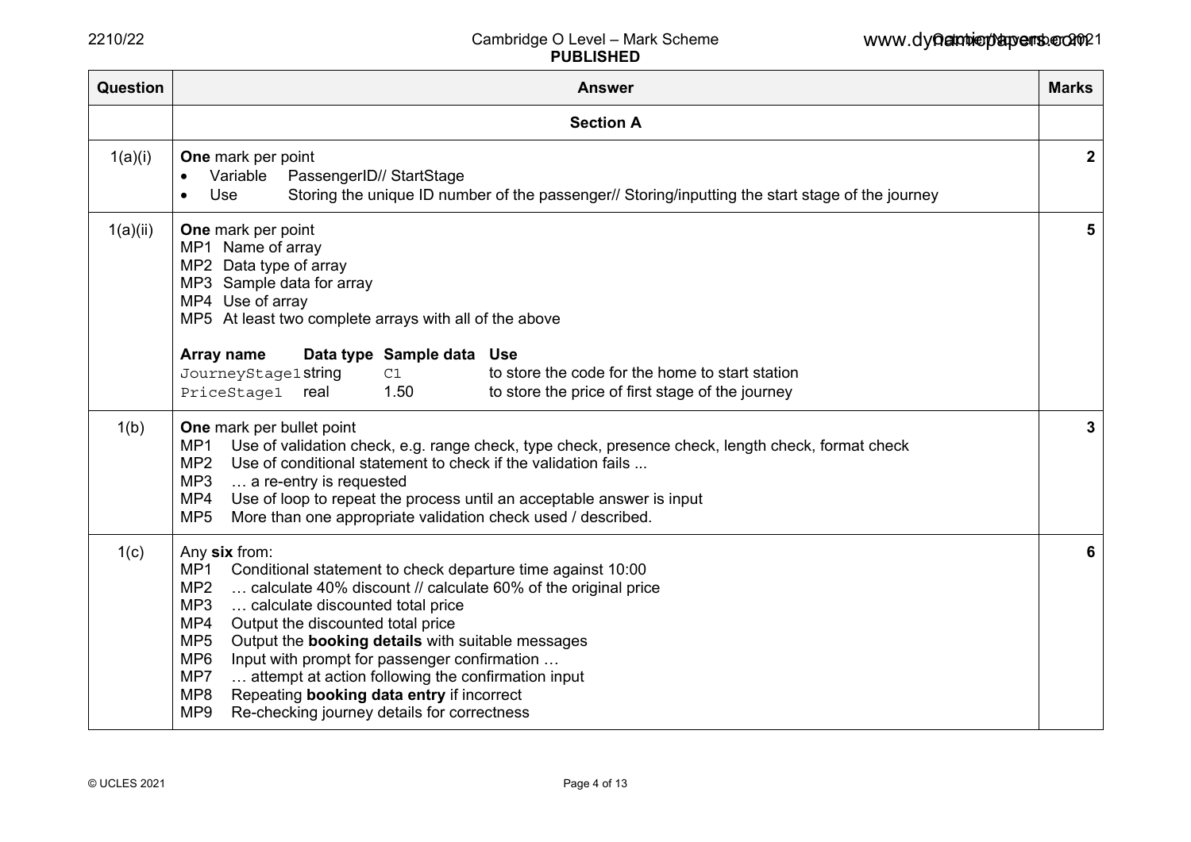| Question | Answer | Marks |
|---|---|---|
| | **Section A** | |
| 1(a)(i) | **One** mark per point<br>• Variable PassengerID// StartStage<br>• Use Storing the unique ID number of the passenger// Storing/inputting the start stage of the journey | **2** |
| 1(a)(ii) | **One** mark per point<br>MP1 Name of array<br>MP2 Data type of array<br>MP3 Sample data for array<br>MP4 Use of array<br>MP5 At least two complete arrays with all of the above<br><br>**Array name** **Data type** **Sample data** **Use**<br>JourneyStage1 string C1 to store the code for the home to start station<br>PriceStage1 real 1.50 to store the price of first stage of the journey | **5** |
| 1(b) | **One** mark per bullet point<br>MP1 Use of validation check, e.g. range check, type check, presence check, length check, format check<br>MP2 Use of conditional statement to check if the validation fails ...<br>MP3 … a re-entry is requested<br>MP4 Use of loop to repeat the process until an acceptable answer is input<br>MP5 More than one appropriate validation check used / described. | **3** |
| 1(c) | Any **six** from:<br>MP1 Conditional statement to check departure time against 10:00<br>MP2 … calculate 40% discount // calculate 60% of the original price<br>MP3 … calculate discounted total price<br>MP4 Output the discounted total price<br>MP5 Output the **booking details** with suitable messages<br>MP6 Input with prompt for passenger confirmation …<br>MP7 … attempt at action following the confirmation input<br>MP8 Repeating **booking data entry** if incorrect<br>MP9 Re-checking journey details for correctness | **6** |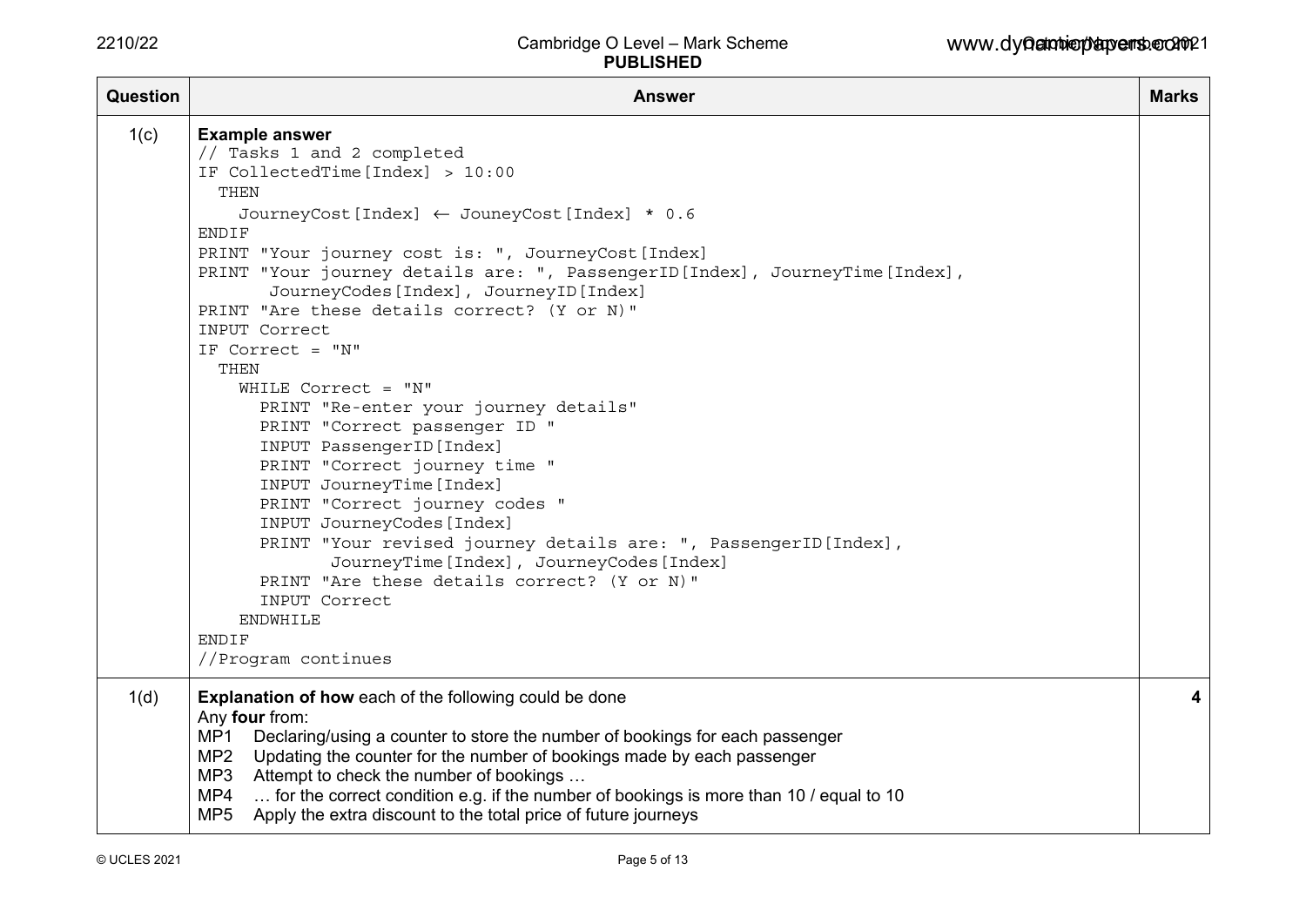| Question | Answer | Marks |
|---|---|---|
| 1(c) | **Example answer**<br>`// Tasks 1 and 2 completed`<br>`IF CollectedTime[Index] > 10:00`<br>`  THEN`<br>`    JourneyCost[Index] ← JouneyCost[Index] * 0.6`<br>`ENDIF`<br>`PRINT "Your journey cost is: ", JourneyCost[Index]`<br>`PRINT "Your journey details are: ", PassengerID[Index], JourneyTime[Index],`<br>`       JourneyCodes[Index], JourneyID[Index]`<br>`PRINT "Are these details correct? (Y or N)"`<br>`INPUT Correct`<br>`IF Correct = "N"`<br>`  THEN`<br>`    WHILE Correct = "N"`<br>`      PRINT "Re-enter your journey details"`<br>`      PRINT "Correct passenger ID "`<br>`      INPUT PassengerID[Index]`<br>`      PRINT "Correct journey time "`<br>`      INPUT JourneyTime[Index]`<br>`      PRINT "Correct journey codes "`<br>`      INPUT JourneyCodes[Index]`<br>`      PRINT "Your revised journey details are: ", PassengerID[Index],`<br>`             JourneyTime[Index], JourneyCodes[Index]`<br>`      PRINT "Are these details correct? (Y or N)"`<br>`      INPUT Correct`<br>`    ENDWHILE`<br>`ENDIF`<br>`//Program continues` | |
| 1(d) | **Explanation of how** each of the following could be done<br>Any **four** from:<br>MP1 Declaring/using a counter to store the number of bookings for each passenger<br>MP2 Updating the counter for the number of bookings made by each passenger<br>MP3 Attempt to check the number of bookings …<br>MP4 … for the correct condition e.g. if the number of bookings is more than 10 / equal to 10<br>MP5 Apply the extra discount to the total price of future journeys | **4** |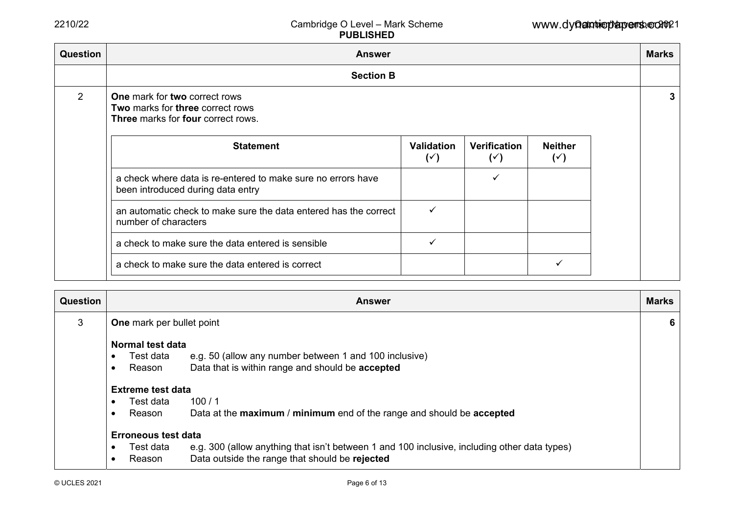| Question | Answer | Marks |
|---|---|---|
| | **Section B** | |
| 2 | **One** mark for **two** correct rows<br>**Two** marks for **three** correct rows<br>**Three** marks for **four** correct rows. | **3** |

| Statement | Validation (✓) | Verification (✓) | Neither (✓) |
|---|---|---|---|
| a check where data is re-entered to make sure no errors have been introduced during data entry | | ✓ | |
| an automatic check to make sure the data entered has the correct number of characters | ✓ | | |
| a check to make sure the data entered is sensible | ✓ | | |
| a check to make sure the data entered is correct | | | ✓ |

| Question | Answer | Marks |
|---|---|---|
| 3 | **One** mark per bullet point | **6** |

**Normal test data**
- Test data e.g. 50 (allow any number between 1 and 100 inclusive)
- Reason Data that is within range and should be **accepted**

**Extreme test data**
- Test data 100 / 1
- Reason Data at the **maximum** / **minimum** end of the range and should be **accepted**

**Erroneous test data**
- Test data e.g. 300 (allow anything that isn't between 1 and 100 inclusive, including other data types)
- Reason Data outside the range that should be **rejected**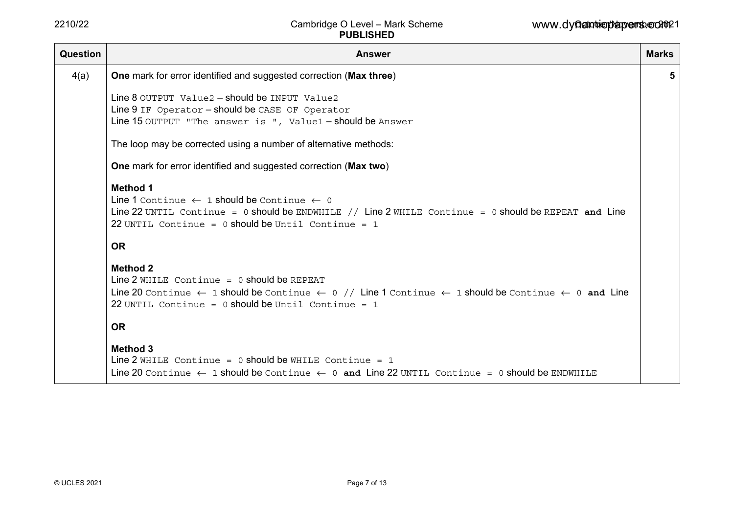| Question | Answer | Marks |
|---|---|---|
| 4(a) | **One** mark for error identified and suggested correction (**Max three**)<br><br>Line 8 `OUTPUT Value2` – should be `INPUT Value2`<br>Line 9 `IF Operator` – should be `CASE OF Operator`<br>Line 15 `OUTPUT "The answer is ", Value1` – should be `Answer`<br><br>The loop may be corrected using a number of alternative methods:<br><br>**One** mark for error identified and suggested correction (**Max two**)<br><br>**Method 1**<br>Line 1 `Continue ← 1` should be `Continue ← 0`<br>Line 22 `UNTIL Continue = 0` should be `ENDWHILE` // Line 2 `WHILE Continue = 0` should be `REPEAT` **and** Line 22 `UNTIL Continue = 0` should be `Until Continue = 1`<br><br>**OR**<br><br>**Method 2**<br>Line 2 `WHILE Continue = 0` should be `REPEAT`<br>Line 20 `Continue ← 1` should be `Continue ← 0` // Line 1 `Continue ← 1` should be `Continue ← 0` **and** Line 22 `UNTIL Continue = 0` should be `Until Continue = 1`<br><br>**OR**<br><br>**Method 3**<br>Line 2 `WHILE Continue = 0` should be `WHILE Continue = 1`<br>Line 20 `Continue ← 1` should be `Continue ← 0` **and** Line 22 `UNTIL Continue = 0` should be `ENDWHILE` | 5 |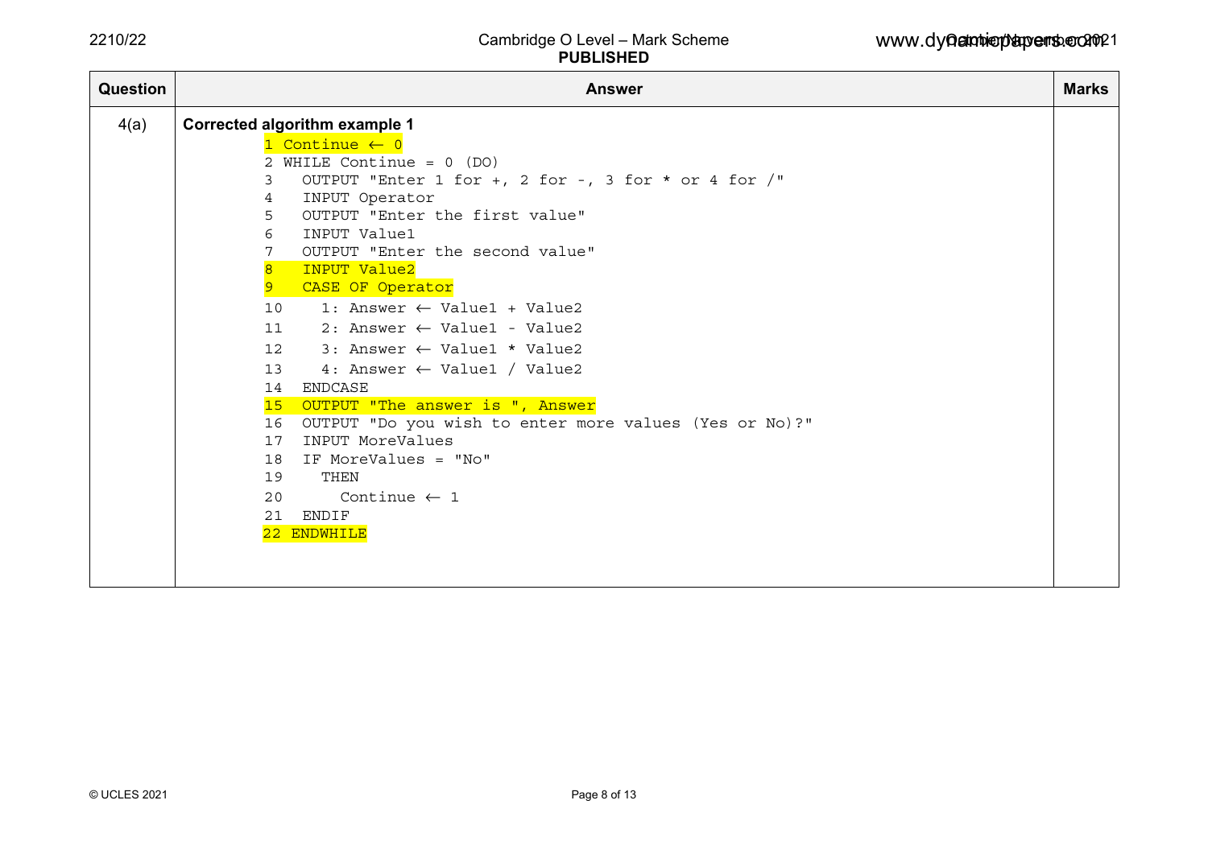| Question | Answer | Marks |
|---|---|---|
| 4(a) | **Corrected algorithm example 1** | |

```
1 Continue ← 0
2 WHILE Continue = 0 (DO)
3   OUTPUT "Enter 1 for +, 2 for -, 3 for * or 4 for /"
4   INPUT Operator
5   OUTPUT "Enter the first value"
6   INPUT Value1
7   OUTPUT "Enter the second value"
8   INPUT Value2
9   CASE OF Operator
10    1: Answer ← Value1 + Value2
11    2: Answer ← Value1 - Value2
12    3: Answer ← Value1 * Value2
13    4: Answer ← Value1 / Value2
14  ENDCASE
15  OUTPUT "The answer is ", Answer
16  OUTPUT "Do you wish to enter more values (Yes or No)?"
17  INPUT MoreValues
18  IF MoreValues = "No"
19    THEN
20      Continue ← 1
21  ENDIF
22 ENDWHILE
```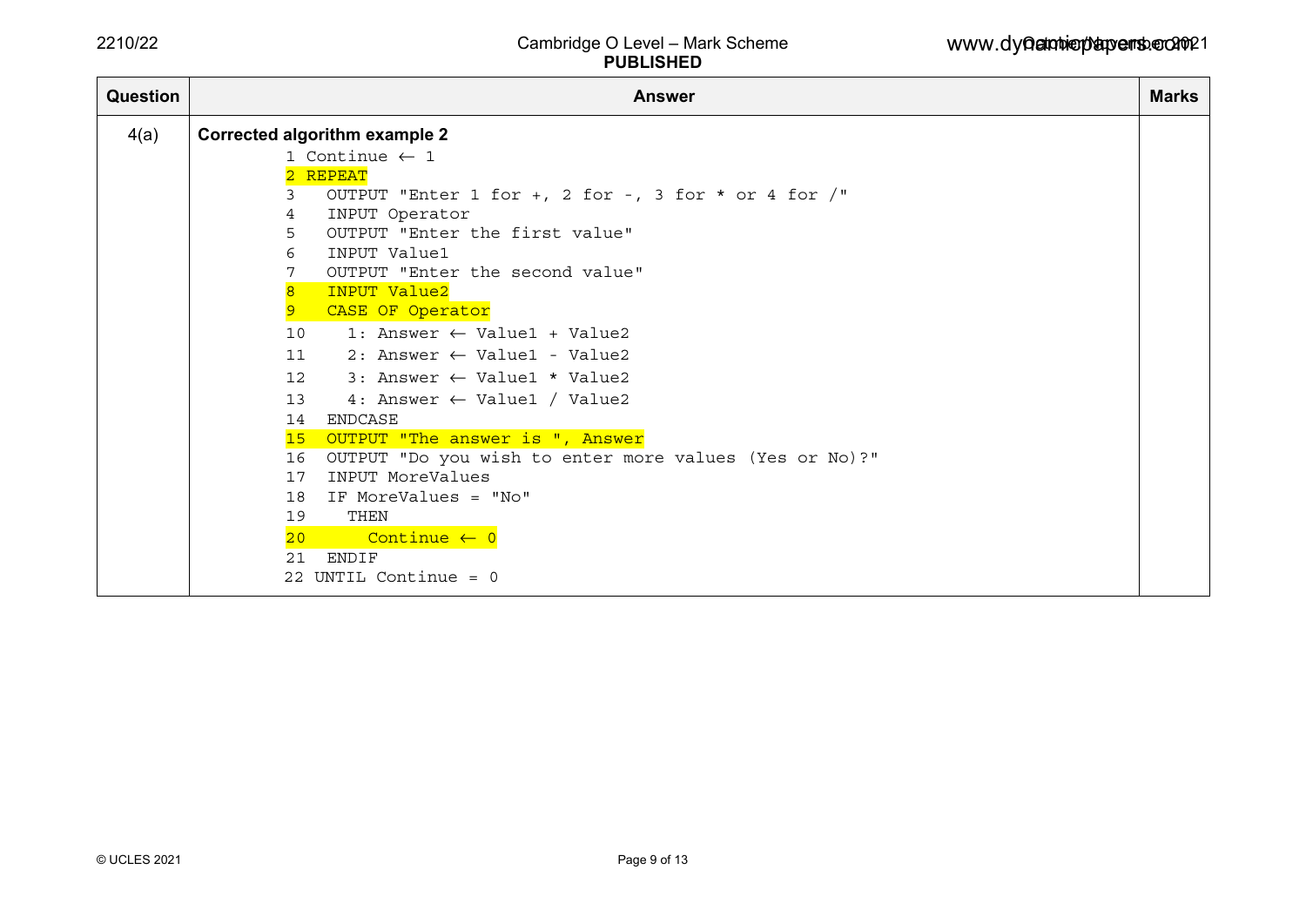| Question | Answer | Marks |
|---|---|---|
| 4(a) | **Corrected algorithm example 2**<br>```1 Continue ← 1```<br>```2 REPEAT```<br>```3   OUTPUT "Enter 1 for +, 2 for -, 3 for * or 4 for /"```<br>```4   INPUT Operator```<br>```5   OUTPUT "Enter the first value"```<br>```6   INPUT Value1```<br>```7   OUTPUT "Enter the second value"```<br>```8   INPUT Value2```<br>```9   CASE OF Operator```<br>```10    1: Answer ← Value1 + Value2```<br>```11    2: Answer ← Value1 - Value2```<br>```12    3: Answer ← Value1 * Value2```<br>```13    4: Answer ← Value1 / Value2```<br>```14  ENDCASE```<br>```15  OUTPUT "The answer is ", Answer```<br>```16  OUTPUT "Do you wish to enter more values (Yes or No)?"```<br>```17  INPUT MoreValues```<br>```18  IF MoreValues = "No"```<br>```19    THEN```<br>```20      Continue ← 0```<br>```21  ENDIF```<br>```22 UNTIL Continue = 0``` | |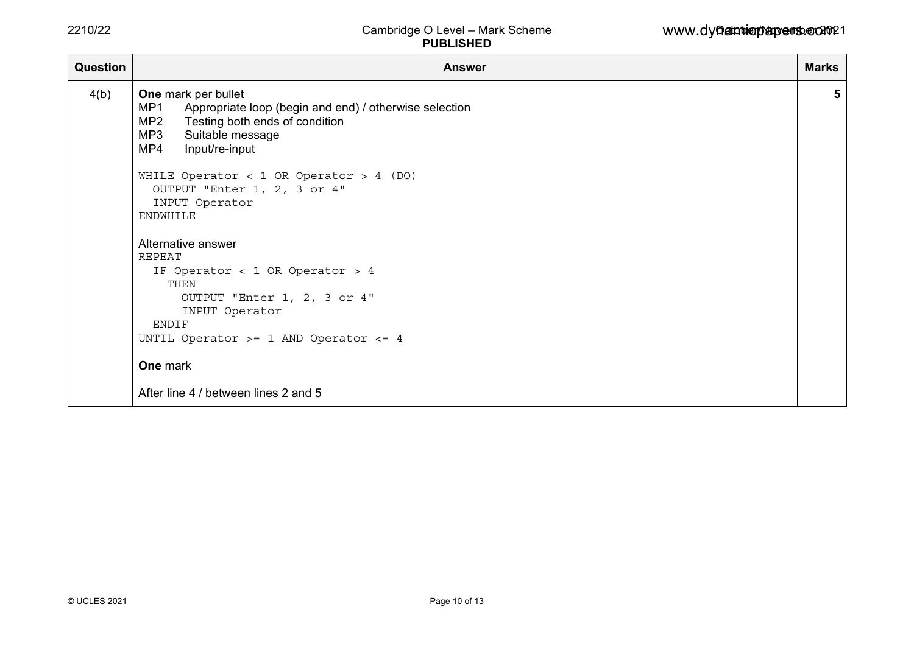| Question | Answer | Marks |
|---|---|---|
| 4(b) | **One** mark per bullet<br>MP1 Appropriate loop (begin and end) / otherwise selection<br>MP2 Testing both ends of condition<br>MP3 Suitable message<br>MP4 Input/re-input<br><br>`WHILE Operator < 1 OR Operator > 4 (DO)`<br>`  OUTPUT "Enter 1, 2, 3 or 4"`<br>`  INPUT Operator`<br>`ENDWHILE`<br><br>Alternative answer<br>`REPEAT`<br>`  IF Operator < 1 OR Operator > 4`<br>`    THEN`<br>`      OUTPUT "Enter 1, 2, 3 or 4"`<br>`      INPUT Operator`<br>`  ENDIF`<br>`UNTIL Operator >= 1 AND Operator <= 4`<br><br>**One** mark<br><br>After line 4 / between lines 2 and 5 | 5 |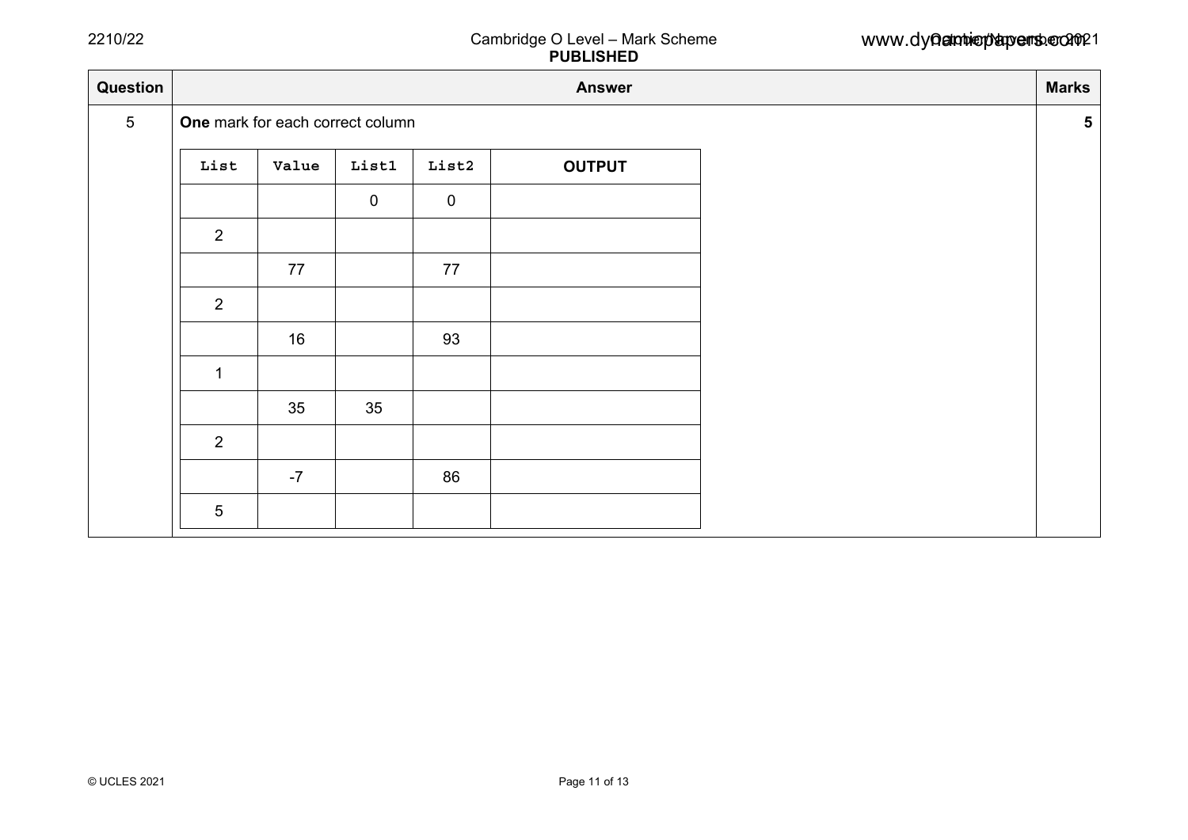| Question | Answer | Marks |
|---|---|---|
| 5 | **One** mark for each correct column | 5 |

| List | Value | List1 | List2 | OUTPUT |
|---|---|---|---|---|
| | | 0 | 0 | |
| 2 | | | | |
| | 77 | | 77 | |
| 2 | | | | |
| | 16 | | 93 | |
| 1 | | | | |
| | 35 | 35 | | |
| 2 | | | | |
| | -7 | | 86 | |
| 5 | | | | |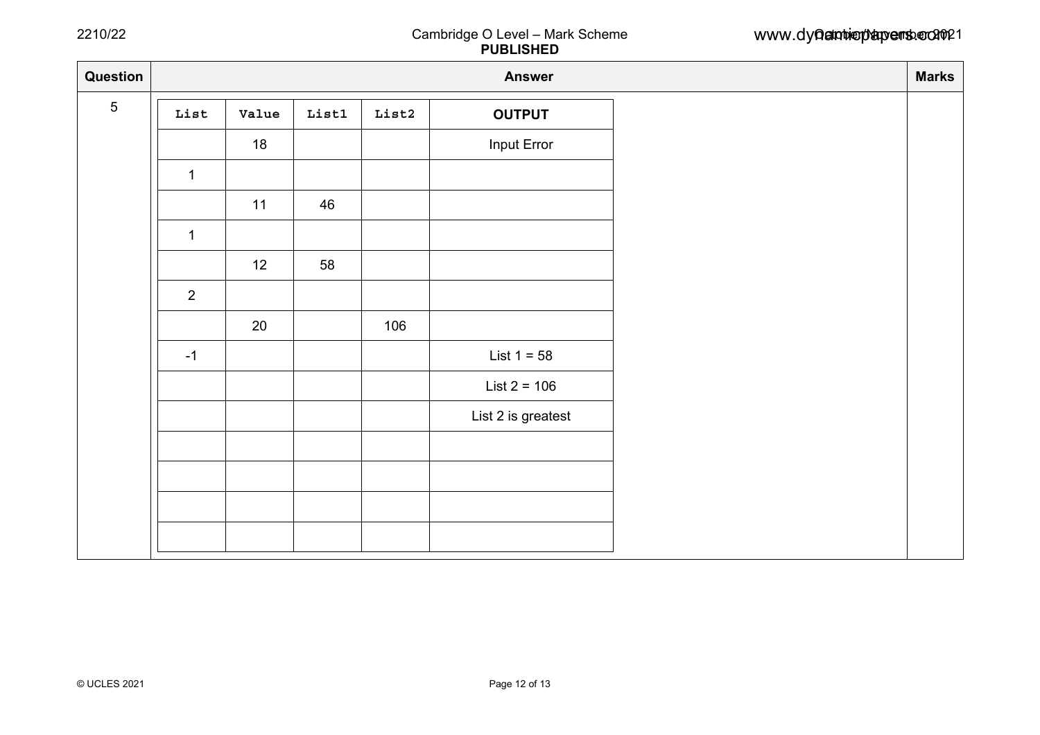| Question | Answer | | | | | Marks |
|---|---|---|---|---|---|---|
| 5 | **List** | **Value** | **List1** | **List2** | **OUTPUT** | |
| | | 18 | | | Input Error | |
| | 1 | | | | | |
| | | 11 | 46 | | | |
| | 1 | | | | | |
| | | 12 | 58 | | | |
| | 2 | | | | | |
| | | 20 | | 106 | | |
| | -1 | | | | List 1 = 58 | |
| | | | | | List 2 = 106 | |
| | | | | | List 2 is greatest | |
| | | | | | | |
| | | | | | | |
| | | | | | | |
| | | | | | | |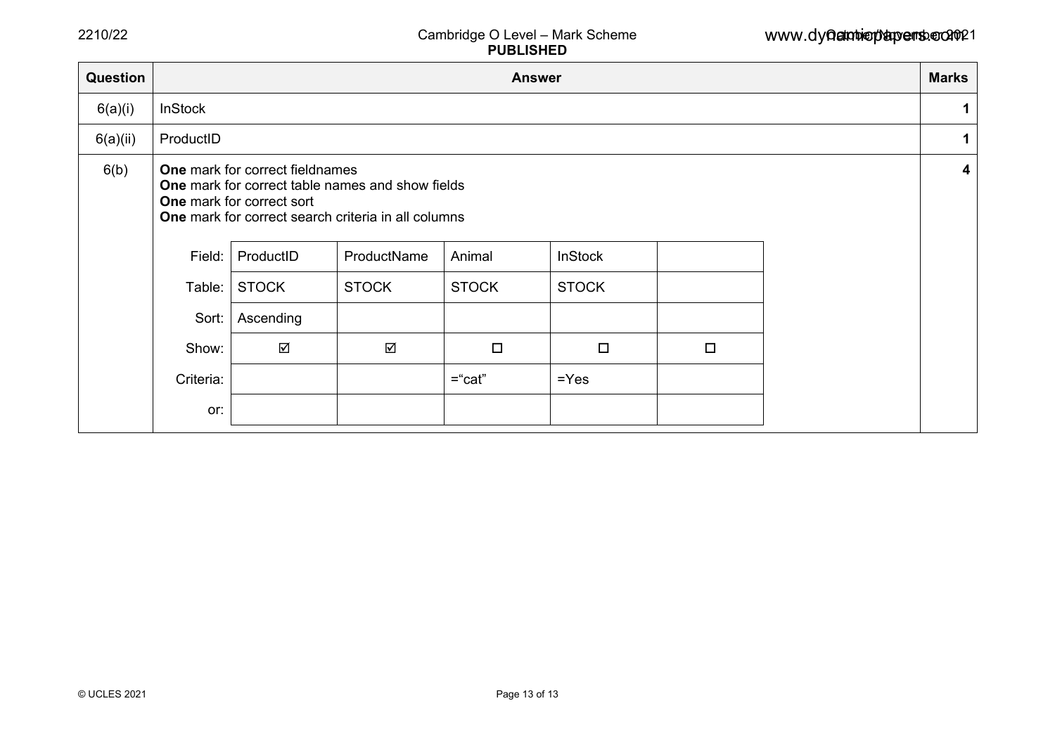| Question | Answer | Marks |
|---|---|---|
| 6(a)(i) | InStock | 1 |
| 6(a)(ii) | ProductID | 1 |
| 6(b) | **One** mark for correct fieldnames<br>**One** mark for correct table names and show fields<br>**One** mark for correct sort<br>**One** mark for correct search criteria in all columns | 4 |

| | | | | | |
|---|---|---|---|---|---|
| Field: | ProductID | ProductName | Animal | InStock | |
| Table: | STOCK | STOCK | STOCK | STOCK | |
| Sort: | Ascending | | | | |
| Show: | ☑ | ☑ | ☐ | ☐ | ☐ |
| Criteria: | | | ="cat" | =Yes | |
| or: | | | | | |